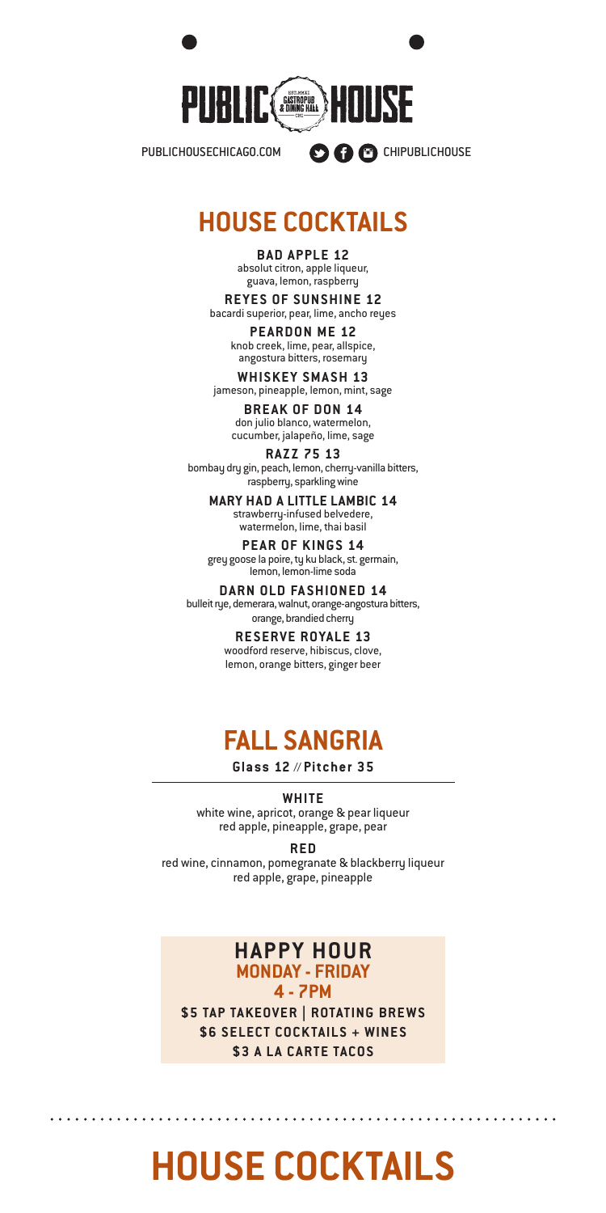# PUBLIC HOUSE

EST. MMXI GASTROPUB & DINING HALL CHI

PUBLICHOUSECHICAGO.COM CHIPUBLICHOUSE

## HOUSE COCKTAILS

**BAD APPLE 12**
absolut citron, apple liqueur, guava, lemon, raspberry

**REYES OF SUNSHINE 12**
bacardi superior, pear, lime, ancho reyes

**PEARDON ME 12**
knob creek, lime, pear, allspice, angostura bitters, rosemary

**WHISKEY SMASH 13**
jameson, pineapple, lemon, mint, sage

**BREAK OF DON 14**
don julio blanco, watermelon, cucumber, jalapeño, lime, sage

**RAZZ 75 13**
bombay dry gin, peach, lemon, cherry-vanilla bitters, raspberry, sparkling wine

**MARY HAD A LITTLE LAMBIC 14**
strawberry-infused belvedere, watermelon, lime, thai basil

**PEAR OF KINGS 14**
grey goose la poire, ty ku black, st. germain, lemon, lemon-lime soda

**DARN OLD FASHIONED 14**
bulleit rye, demerara, walnut, orange-angostura bitters, orange, brandied cherry

**RESERVE ROYALE 13**
woodford reserve, hibiscus, clove, lemon, orange bitters, ginger beer

## FALL SANGRIA

**Glass 12 // Pitcher 35**

**WHITE**
white wine, apricot, orange & pear liqueur
red apple, pineapple, grape, pear

**RED**
red wine, cinnamon, pomegranate & blackberry liqueur
red apple, grape, pineapple

### HAPPY HOUR
**MONDAY - FRIDAY**
**4 - 7PM**

**$5 TAP TAKEOVER | ROTATING BREWS**
**$6 SELECT COCKTAILS + WINES**
**$3 A LA CARTE TACOS**

## HOUSE COCKTAILS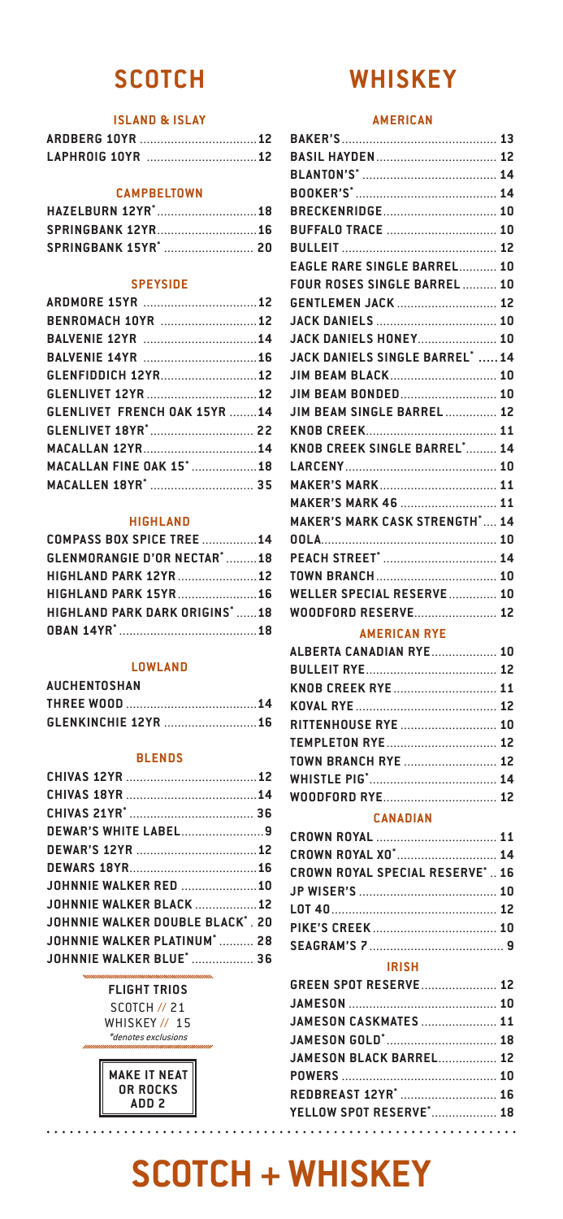# SCOTCH

### ISLAND & ISLAY

- ARDBERG 10YR ... 12
- LAPHROIG 10YR ... 12

### CAMPBELTOWN

- HAZELBURN 12YR* ... 18
- SPRINGBANK 12YR ... 16
- SPRINGBANK 15YR* ... 20

### SPEYSIDE

- ARDMORE 15YR ... 12
- BENROMACH 10YR ... 12
- BALVENIE 12YR ... 14
- BALVENIE 14YR ... 16
- GLENFIDDICH 12YR ... 12
- GLENLIVET 12YR ... 12
- GLENLIVET FRENCH OAK 15YR ... 14
- GLENLIVET 18YR* ... 22
- MACALLAN 12YR ... 14
- MACALLAN FINE OAK 15* ... 18
- MACALLEN 18YR* ... 35

### HIGHLAND

- COMPASS BOX SPICE TREE ... 14
- GLENMORANGIE D'OR NECTAR* ... 18
- HIGHLAND PARK 12YR ... 12
- HIGHLAND PARK 15YR ... 16
- HIGHLAND PARK DARK ORIGINS* ... 18
- OBAN 14YR* ... 18

### LOWLAND

- AUCHENTOSHAN THREE WOOD ... 14
- GLENKINCHIE 12YR ... 16

### BLENDS

- CHIVAS 12YR ... 12
- CHIVAS 18YR ... 14
- CHIVAS 21YR* ... 36
- DEWAR'S WHITE LABEL ... 9
- DEWAR'S 12YR ... 12
- DEWARS 18YR ... 16
- JOHNNIE WALKER RED ... 10
- JOHNNIE WALKER BLACK ... 12
- JOHNNIE WALKER DOUBLE BLACK* . 20
- JOHNNIE WALKER PLATINUM* ... 28
- JOHNNIE WALKER BLUE* ... 36

**FLIGHT TRIOS**
SCOTCH // 21
WHISKEY // 15
*denotes exclusions

**MAKE IT NEAT OR ROCKS ADD 2**

# WHISKEY

### AMERICAN

- BAKER'S ... 13
- BASIL HAYDEN ... 12
- BLANTON'S* ... 14
- BOOKER'S* ... 14
- BRECKENRIDGE ... 10
- BUFFALO TRACE ... 10
- BULLEIT ... 12
- EAGLE RARE SINGLE BARREL ... 10
- FOUR ROSES SINGLE BARREL ... 10
- GENTLEMEN JACK ... 12
- JACK DANIELS ... 10
- JACK DANIELS HONEY ... 10
- JACK DANIELS SINGLE BARREL* ... 14
- JIM BEAM BLACK ... 10
- JIM BEAM BONDED ... 10
- JIM BEAM SINGLE BARREL ... 12
- KNOB CREEK ... 11
- KNOB CREEK SINGLE BARREL* ... 14
- LARCENY ... 10
- MAKER'S MARK ... 11
- MAKER'S MARK 46 ... 11
- MAKER'S MARK CASK STRENGTH* ... 14
- OOLA ... 10
- PEACH STREET* ... 14
- TOWN BRANCH ... 10
- WELLER SPECIAL RESERVE ... 10
- WOODFORD RESERVE ... 12

### AMERICAN RYE

- ALBERTA CANADIAN RYE ... 10
- BULLEIT RYE ... 12
- KNOB CREEK RYE ... 11
- KOVAL RYE ... 12
- RITTENHOUSE RYE ... 10
- TEMPLETON RYE ... 12
- TOWN BRANCH RYE ... 12
- WHISTLE PIG* ... 14
- WOODFORD RYE ... 12

### CANADIAN

- CROWN ROYAL ... 11
- CROWN ROYAL XO* ... 14
- CROWN ROYAL SPECIAL RESERVE* .. 16
- JP WISER'S ... 10
- LOT 40 ... 12
- PIKE'S CREEK ... 10
- SEAGRAM'S 7 ... 9

### IRISH

- GREEN SPOT RESERVE ... 12
- JAMESON ... 10
- JAMESON CASKMATES ... 11
- JAMESON GOLD* ... 18
- JAMESON BLACK BARREL ... 12
- POWERS ... 10
- REDBREAST 12YR* ... 16
- YELLOW SPOT RESERVE* ... 18

# SCOTCH + WHISKEY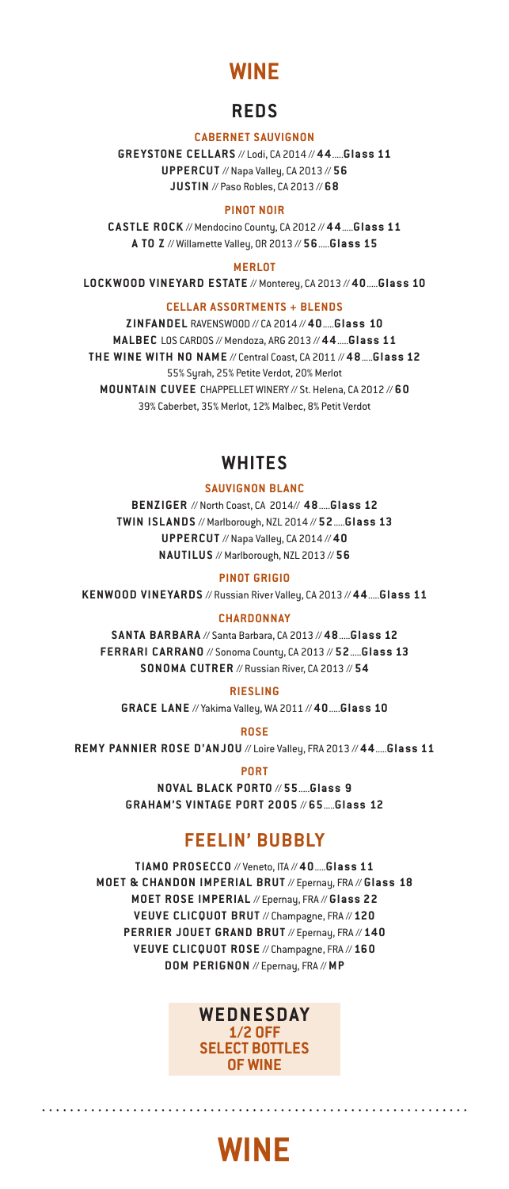# WINE

## REDS

### CABERNET SAUVIGNON

**GREYSTONE CELLARS** // Lodi, CA 2014 // **44**.....**Glass 11**
**UPPERCUT** // Napa Valley, CA 2013 // **56**
**JUSTIN** // Paso Robles, CA 2013 // **68**

### PINOT NOIR

**CASTLE ROCK** // Mendocino County, CA 2012 // **44**.....**Glass 11**
**A TO Z** // Willamette Valley, OR 2013 // **56**.....**Glass 15**

### MERLOT

**LOCKWOOD VINEYARD ESTATE** // Monterey, CA 2013 // **40**.....**Glass 10**

### CELLAR ASSORTMENTS + BLENDS

**ZINFANDEL** RAVENSWOOD // CA 2014 // **40**.....**Glass 10**
**MALBEC** LOS CARDOS // Mendoza, ARG 2013 // **44**.....**Glass 11**
**THE WINE WITH NO NAME** // Central Coast, CA 2011 // **48**.....**Glass 12**
55% Syrah, 25% Petite Verdot, 20% Merlot
**MOUNTAIN CUVEE** CHAPPELLET WINERY // St. Helena, CA 2012 // **60**
39% Caberbet, 35% Merlot, 12% Malbec, 8% Petit Verdot

## WHITES

### SAUVIGNON BLANC

**BENZIGER** // North Coast, CA 2014// **48**.....**Glass 12**
**TWIN ISLANDS** // Marlborough, NZL 2014 // **52**.....**Glass 13**
**UPPERCUT** // Napa Valley, CA 2014 // **40**
**NAUTILUS** // Marlborough, NZL 2013 // **56**

### PINOT GRIGIO

**KENWOOD VINEYARDS** // Russian River Valley, CA 2013 // **44**.....**Glass 11**

### CHARDONNAY

**SANTA BARBARA** // Santa Barbara, CA 2013 // **48**.....**Glass 12**
**FERRARI CARRANO** // Sonoma County, CA 2013 // **52**.....**Glass 13**
**SONOMA CUTRER** // Russian River, CA 2013 // **54**

### RIESLING

**GRACE LANE** // Yakima Valley, WA 2011 // **40**.....**Glass 10**

### ROSE

**REMY PANNIER ROSE D'ANJOU** // Loire Valley, FRA 2013 // **44**.....**Glass 11**

### PORT

**NOVAL BLACK PORTO** // **55**.....**Glass 9**
**GRAHAM'S VINTAGE PORT 2005** // **65**.....**Glass 12**

## FEELIN' BUBBLY

**TIAMO PROSECCO** // Veneto, ITA // **40**.....**Glass 11**
**MOET & CHANDON IMPERIAL BRUT** // Epernay, FRA // **Glass 18**
**MOET ROSE IMPERIAL** // Epernay, FRA // **Glass 22**
**VEUVE CLICQUOT BRUT** // Champagne, FRA // **120**
**PERRIER JOUET GRAND BRUT** // Epernay, FRA // **140**
**VEUVE CLICQUOT ROSE** // Champagne, FRA // **160**
**DOM PERIGNON** // Epernay, FRA // **MP**

**WEDNESDAY**
**1/2 OFF SELECT BOTTLES OF WINE**

# WINE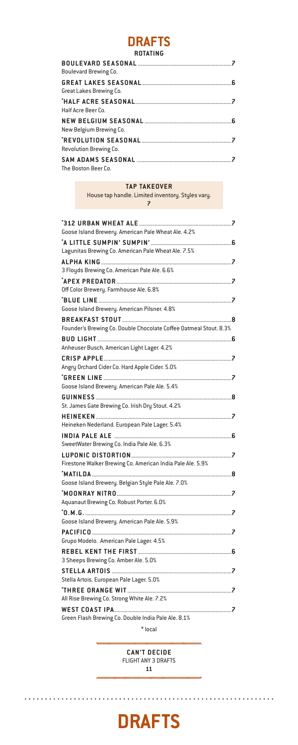# DRAFTS

## ROTATING

**BOULEVARD SEASONAL** ...... 7
Boulevard Brewing Co.

**GREAT LAKES SEASONAL** ...... 6
Great Lakes Brewing Co.

**\*HALF ACRE SEASONAL** ...... 7
Half Acre Beer Co.

**NEW BELGIUM SEASONAL** ...... 6
New Belgium Brewing Co.

**\*REVOLUTION SEASONAL** ...... 7
Revolution Brewing Co.

**SAM ADAMS SEASONAL** ...... 7
The Boston Beer Co.

**TAP TAKEOVER**
House tap handle. Limited inventory. Styles vary.
7

**\*312 URBAN WHEAT ALE** ...... 7
Goose Island Brewery. American Pale Wheat Ale. 4.2%

**\*A LITTLE SUMPIN' SUMPIN'** ...... 6
Lagunitas Brewing Co. American Pale Wheat Ale. 7.5%

**ALPHA KING** ...... 7
3 Floyds Brewing Co. American Pale Ale. 6.6%

**\*APEX PREDATOR** ...... 7
Off Color Brewery. Farmhouse Ale. 6.8%

**\*BLUE LINE** ...... 7
Goose Island Brewery. American Pilsner. 4.8%

**BREAKFAST STOUT** ...... 8
Founder's Brewing Co. Double Chocolate Coffee Oatmeal Stout. 8.3%

**BUD LIGHT** ...... 6
Anheuser Busch. American Light Lager. 4.2%

**CRISP APPLE** ...... 7
Angry Orchard Cider Co. Hard Apple Cider. 5.0%

**\*GREEN LINE** ...... 7
Goose Island Brewery. American Pale Ale. 5.4%

**GUINNESS** ...... 8
St. James Gate Brewing Co. Irish Dry Stout. 4.2%

**HEINEKEN** ...... 7
Heineken Nederland. European Pale Lager. 5.4%

**INDIA PALE ALE** ...... 6
SweetWater Brewing Co. India Pale Ale. 6.3%

**LUPONIC DISTORTION** ...... 7
Firestone Walker Brewing Co. American India Pale Ale. 5.9%

**\*MATILDA** ...... 8
Goose Island Brewery. Belgian Style Pale Ale. 7.0%

**\*MOONRAY NITRO** ...... 7
Aquanaut Brewing Co. Robust Porter. 6.0%

**\*O.M.G.** ...... 7
Goose Island Brewery. American Pale Ale. 5.9%

**PACIFICO** ...... 7
Grupo Modelo. American Pale Lager. 4.5%

**REBEL KENT THE FIRST** ...... 6
3 Sheeps Brewing Co. Amber Ale. 5.0%

**STELLA ARTOIS** ...... 7
Stella Artois. European Pale Lager. 5.0%

**\*THREE ORANGE WIT** ...... 7
All Rise Brewing Co. Strong White Ale. 7.2%

**WEST COAST IPA** ...... 7
Green Flash Brewing Co. Double India Pale Ale. 8.1%

\* local

**CAN'T DECIDE**
FLIGHT ANY 3 DRAFTS
**11**

# DRAFTS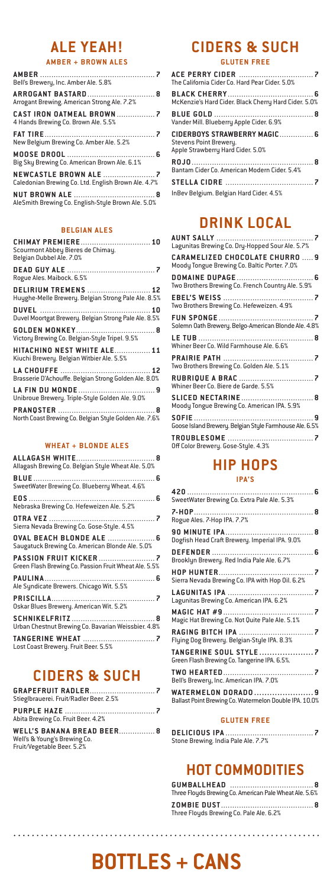# ALE YEAH!

## AMBER + BROWN ALES

**AMBER** .................. 7
Bell's Brewery, Inc. Amber Ale. 5.8%

**ARROGANT BASTARD** .................. 8
Arrogant Brewing. American Strong Ale. 7.2%

**CAST IRON OATMEAL BROWN** .................. 7
4 Hands Brewing Co. Brown Ale. 5.5%

**FAT TIRE** .................. 7
New Belgium Brewing Co. Amber Ale. 5.2%

**MOOSE DROOL** .................. 6
Big Sky Brewing Co. American Brown Ale. 6.1%

**NEWCASTLE BROWN ALE** .................. 7
Caledonian Brewing Co. Ltd. English Brown Ale. 4.7%

**NUT BROWN ALE** .................. 8
AleSmith Brewing Co. English-Style Brown Ale. 5.0%

## BELGIAN ALES

**CHIMAY PREMIERE** .................. 10
Scourmont Abbey Bieres de Chimay. Belgian Dubbel Ale. 7.0%

**DEAD GUY ALE** .................. 7
Rogue Ales. Maibock. 6.5%

**DELIRIUM TREMENS** .................. 12
Huyghe-Melle Brewery. Belgian Strong Pale Ale. 8.5%

**DUVEL** .................. 10
Duvel Moortgat Brewery. Belgian Strong Pale Ale. 8.5%

**GOLDEN MONKEY** .................. 8
Victory Brewing Co. Belgian-Style Tripel. 9.5%

**HITACHINO NEST WHITE ALE** .................. 11
Kiuchi Brewery. Belgian Witbier Ale. 5.5%

**LA CHOUFFE** .................. 12
Brasserie D'Achouffe. Belgian Strong Golden Ale. 8.0%

**LA FIN DU MONDE** .................. 9
Unibroue Brewery. Triple-Style Golden Ale. 9.0%

**PRANQSTER** .................. 8
North Coast Brewing Co. Belgian Style Golden Ale. 7.6%

## WHEAT + BLONDE ALES

**ALLAGASH WHITE** .................. 8
Allagash Brewing Co. Belgian Style Wheat Ale. 5.0%

**BLUE** .................. 6
SweetWater Brewing Co. Blueberry Wheat. 4.6%

**EOS** .................. 6
Nebraska Brewing Co. Hefeweizen Ale. 5.2%

**OTRA VEZ** .................. 7
Sierra Nevada Brewing Co. Gose-Style. 4.5%

**OVAL BEACH BLONDE ALE** .................. 6
Saugatuck Brewing Co. American Blonde Ale. 5.0%

**PASSION FRUIT KICKER** .................. 7
Green Flash Brewing Co. Passion Fruit Wheat Ale. 5.5%

**PAULINA** .................. 6
Ale Syndicate Brewers. Chicago Wit. 5.5%

**PRISCILLA** .................. 7
Oskar Blues Brewery. American Wit. 5.2%

**SCHNIKELFRITZ** .................. 8
Urban Chestnut Brewing Co. Bavarian Weissbier. 4.8%

**TANGERINE WHEAT** .................. 7
Lost Coast Brewery. Fruit Beer. 5.5%

# CIDERS & SUCH

**GRAPEFRUIT RADLER** .................. 7
Stieglbrauerei. Fruit/Radler Beer. 2.5%

**PURPLE HAZE** .................. 7
Abita Brewing Co. Fruit Beer. 4.2%

**WELL'S BANANA BREAD BEER** .................. 8
Well's & Young's Brewing Co. Fruit/Vegetable Beer. 5.2%

# CIDERS & SUCH

## GLUTEN FREE

**ACE PERRY CIDER** .................. 7
The California Cider Co. Hard Pear Cider. 5.0%

**BLACK CHERRY** .................. 6
McKenzie's Hard Cider. Black Cherry Hard Cider. 5.0%

**BLUE GOLD** .................. 8
Vander Mill. Blueberry Apple Cider. 6.9%

**CIDERBOYS STRAWBERRY MAGIC** .................. 6
Stevens Point Brewery. Apple Strawberry Hard Cider. 5.0%

**ROJO** .................. 8
Bantam Cider Co. American Modern Cider. 5.4%

**STELLA CIDRE** .................. 7
InBev Belgium. Belgian Hard Cider. 4.5%

# DRINK LOCAL

**AUNT SALLY** .................. 7
Lagunitas Brewing Co. Dry-Hopped Sour Ale. 5.7%

**CARAMELIZED CHOCOLATE CHURRO** .................. 9
Moody Tongue Brewing Co. Baltic Porter. 7.0%

**DOMAINE DUPAGE** .................. 6
Two Brothers Brewing Co. French Country Ale. 5.9%

**EBEL'S WEISS** .................. 7
Two Brothers Brewing Co. Hefeweizen. 4.9%

**FUN SPONGE** .................. 7
Solemn Oath Brewery. Belgo-American Blonde Ale. 4.8%

**LE TUB** .................. 8
Whiner Beer Co. Wild Farmhouse Ale. 6.6%

**PRAIRIE PATH** .................. 7
Two Brothers Brewing Co. Golden Ale. 5.1%

**RUBRIQUE A BRAC** .................. 7
Whiner Beer Co. Biere de Garde. 5.5%

**SLICED NECTARINE** .................. 8
Moody Tongue Brewing Co. American IPA. 5.9%

**SOFIE** .................. 9
Goose Island Brewery. Belgian Style Farmhouse Ale. 6.5%

**TROUBLESOME** .................. 7
Off Color Brewery. Gose-Style. 4.3%

# HIP HOPS

## IPA'S

**420** .................. 6
SweetWater Brewing Co. Extra Pale Ale. 5.3%

**7-HOP** .................. 8
Rogue Ales. 7-Hop IPA. 7.7%

**90 MINUTE IPA** .................. 8
Dogfish Head Craft Brewery. Imperial IPA. 9.0%

**DEFENDER** .................. 6
Brooklyn Brewery. Red India Pale Ale. 6.7%

**HOP HUNTER** .................. 7
Sierra Nevada Brewing Co. IPA with Hop Oil. 6.2%

**LAGUNITAS IPA** .................. 7
Lagunitas Brewing Co. American IPA. 6.2%

**MAGIC HAT #9** .................. 7
Magic Hat Brewing Co. Not Quite Pale Ale. 5.1%

**RAGING BITCH IPA** .................. 7
Flying Dog Brewery. Belgian-Style IPA. 8.3%

**TANGERINE SOUL STYLE** .................. 7
Green Flash Brewing Co. Tangerine IPA. 6.5%.

**TWO HEARTED** .................. 7
Bell's Brewery, Inc. American IPA. 7.0%

**WATERMELON DORADO** .................. 9
Ballast Point Brewing Co. Watermelon Double IPA. 10.0%

## GLUTEN FREE

**DELICIOUS IPA** .................. 7
Stone Brewing. India Pale Ale. 7.7%

# HOT COMMODITIES

**GUMBALLHEAD** .................. 8
Three Floyds Brewing Co. American Pale Wheat Ale. 5.6%

**ZOMBIE DUST** .................. 8
Three Floyds Brewing Co. Pale Ale. 6.2%

# BOTTLES + CANS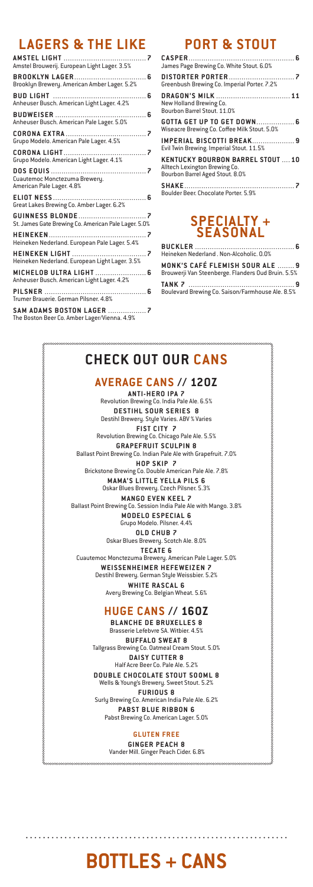## LAGERS & THE LIKE

**AMSTEL LIGHT** .......... 7
Amstel Brouwerij. European Light Lager. 3.5%

**BROOKLYN LAGER** .......... 6
Brooklyn Brewery. American Amber Lager. 5.2%

**BUD LIGHT** .......... 6
Anheuser Busch. American Light Lager. 4.2%

**BUDWEISER** .......... 6
Anheuser Busch. American Pale Lager. 5.0%

**CORONA EXTRA** .......... 7
Grupo Modelo. American Pale Lager. 4.5%

**CORONA LIGHT** .......... 7
Grupo Modelo. American Light Lager. 4.1%

**DOS EQUIS** .......... 7
Cuautemoc Monctezuma Brewery. American Pale Lager. 4.8%

**ELIOT NESS** .......... 6
Great Lakes Brewing Co. Amber Lager. 6.2%

**GUINNESS BLONDE** .......... 7
St. James Gate Brewing Co. American Pale Lager. 5.0%

**HEINEKEN** .......... 7
Heineken Nederland. European Pale Lager. 5.4%

**HEINEKEN LIGHT** .......... 7
Heineken Nederland. European Light Lager. 3.5%

**MICHELOB ULTRA LIGHT** .......... 6
Anheuser Busch. American Light Lager. 4.2%

**PILSNER** .......... 6
Trumer Brauerie. German Pilsner. 4.8%

**SAM ADAMS BOSTON LAGER** .......... 7
The Boston Beer Co. Amber Lager/Vienna. 4.9%

## PORT & STOUT

**CASPER** .......... 6
James Page Brewing Co. White Stout. 6.0%

**DISTORTER PORTER** .......... 7
Greenbush Brewing Co. Imperial Porter. 7.2%

**DRAGON'S MILK** .......... 11
New Holland Brewing Co. Bourbon Barrel Stout. 11.0%

**GOTTA GET UP TO GET DOWN** .......... 6
Wiseacre Brewing Co. Coffee Milk Stout. 5.0%

**IMPERIAL BISCOTTI BREAK** .......... 9
Evil Twin Brewing. Imperial Stout. 11.5%

**KENTUCKY BOURBON BARREL STOUT** .......... 10
Alltech Lexington Brewing Co. Bourbon Barrel Aged Stout. 8.0%

**SHAKE** .......... 7
Boulder Beer. Chocolate Porter. 5.9%

## SPECIALTY + SEASONAL

**BUCKLER** .......... 6
Heineken Nederland . Non-Alcoholic. 0.0%

**MONK'S CAFÉ FLEMISH SOUR ALE** .......... 9
Brouwerji Van Steenberge. Flanders Oud Bruin. 5.5%

**TANK 7** .......... 9
Boulevard Brewing Co. Saison/Farmhouse Ale. 8.5%

## CHECK OUT OUR CANS

### AVERAGE CANS // 12OZ

**ANTI-HERO IPA 7**
Revolution Brewing Co. India Pale Ale. 6.5%

**DESTIHL SOUR SERIES 8**
Destihl Brewery. Style Varies. ABV % Varies

**FIST CITY 7**
Revolution Brewing Co. Chicago Pale Ale. 5.5%

**GRAPEFRUIT SCULPIN 8**
Ballast Point Brewing Co. Indian Pale Ale with Grapefruit. 7.0%

**HOP SKIP 7**
Brickstone Brewing Co. Double American Pale Ale. 7.8%

**MAMA'S LITTLE YELLA PILS 6**
Oskar Blues Brewery. Czech Pilsner. 5.3%

**MANGO EVEN KEEL 7**
Ballast Point Brewing Co. Session India Pale Ale with Mango. 3.8%

**MODELO ESPECIAL 6**
Grupo Modelo. Pilsner. 4.4%

**OLD CHUB 7**
Oskar Blues Brewery. Scotch Ale. 8.0%

**TECATE 6**
Cuautemoc Monctezuma Brewery. American Pale Lager. 5.0%

**WEISSENHEIMER HEFEWEIZEN 7**
Destihl Brewery. German Style Weissbier. 5.2%

**WHITE RASCAL 6**
Avery Brewing Co. Belgian Wheat. 5.6%

### HUGE CANS // 16OZ

**BLANCHE DE BRUXELLES 8**
Brasserie Lefebvre SA. Witbier. 4.5%

**BUFFALO SWEAT 8**
Tallgrass Brewing Co. Oatmeal Cream Stout. 5.0%

**DAISY CUTTER 8**
Half Acre Beer Co. Pale Ale. 5.2%

**DOUBLE CHOCOLATE STOUT 500ML 8**
Wells & Young's Brewery. Sweet Stout. 5.2%

**FURIOUS 8**
Surly Brewing Co. American India Pale Ale. 6.2%

**PABST BLUE RIBBON 6**
Pabst Brewing Co. American Lager. 5.0%

#### GLUTEN FREE

**GINGER PEACH 8**
Vander Mill. Ginger Peach Cider. 6.8%

# BOTTLES + CANS